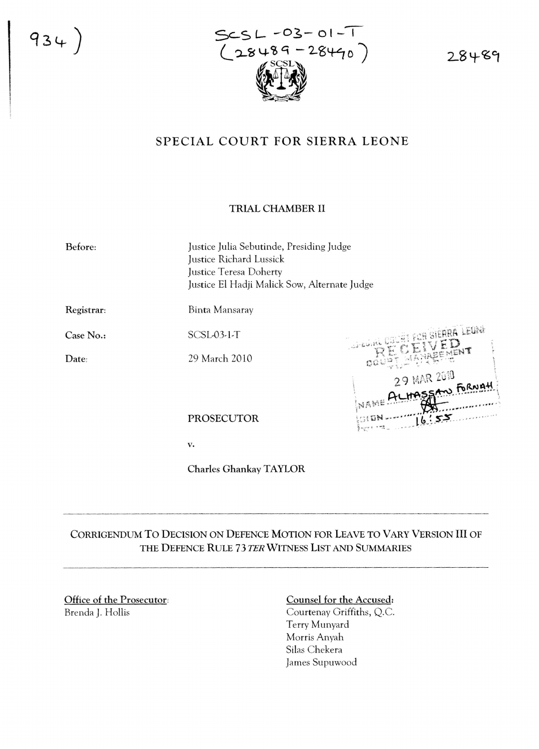934)

SCSL-03-01-T
(28489-28490)

28489

# SPECIAL COURT FOR SIERRA LEONE

## TRIAL CHAMBER II

**Before:** Justice Julia Sebutinde, Presiding Judge
Justice Richard Lussick
Justice Teresa Doherty
Justice El Hadji Malick Sow, Alternate Judge

**Registrar:** Binta Mansaray

**Case No.:** SCSL-03-1-T

**Date:** 29 March 2010

SPECIAL COURT FOR SIERRA LEONE
RECEIVED
COURT MANAGEMENT
29 MAR 2010
NAME ALHASSAN FORNAH
SIGN
TIME 16:55

PROSECUTOR

v.

Charles Ghankay TAYLOR

---

CORRIGENDUM TO DECISION ON DEFENCE MOTION FOR LEAVE TO VARY VERSION III OF THE DEFENCE RULE 73 *TER* WITNESS LIST AND SUMMARIES

---

Office of the Prosecutor:
Brenda J. Hollis

Counsel for the Accused:
Courtenay Griffiths, Q.C.
Terry Munyard
Morris Anyah
Silas Chekera
James Supuwood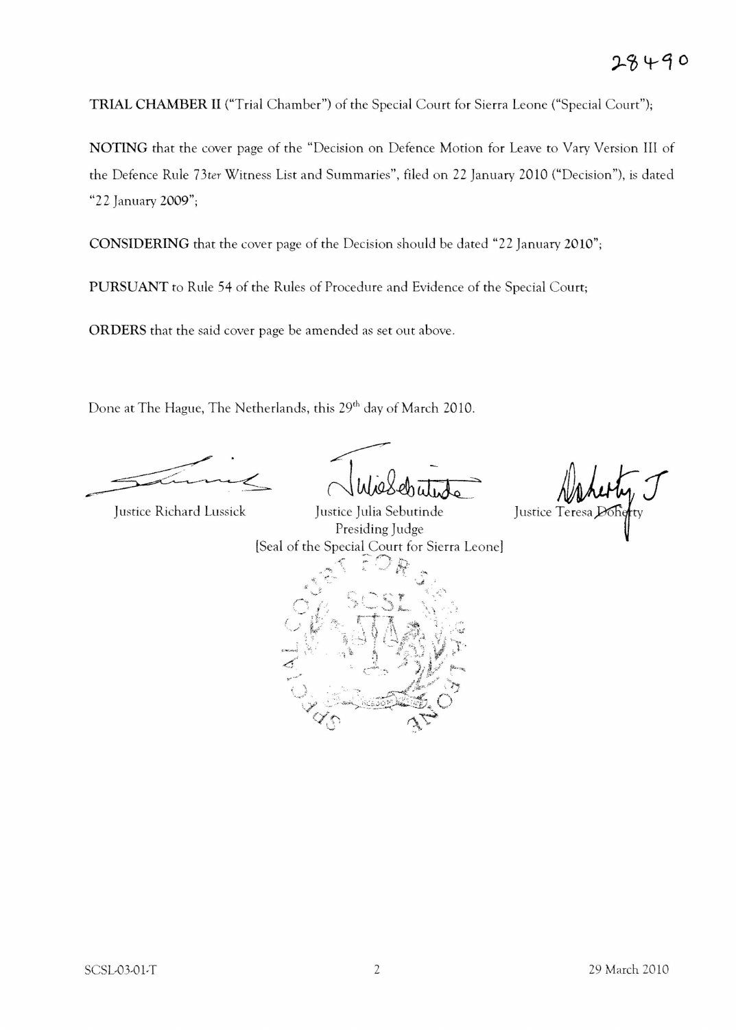**TRIAL CHAMBER II** ("Trial Chamber") of the Special Court for Sierra Leone ("Special Court");

**NOTING** that the cover page of the "Decision on Defence Motion for Leave to Vary Version III of the Defence Rule 73*ter* Witness List and Summaries", filed on 22 January 2010 ("Decision"), is dated "22 January 2009";

**CONSIDERING** that the cover page of the Decision should be dated "22 January 2010";

**PURSUANT** to Rule 54 of the Rules of Procedure and Evidence of the Special Court;

**ORDERS** that the said cover page be amended as set out above.

Done at The Hague, The Netherlands, this 29th day of March 2010.

Justice Richard Lussick

Justice Julia Sebutinde
Presiding Judge

Justice Teresa Doherty

[Seal of the Special Court for Sierra Leone]